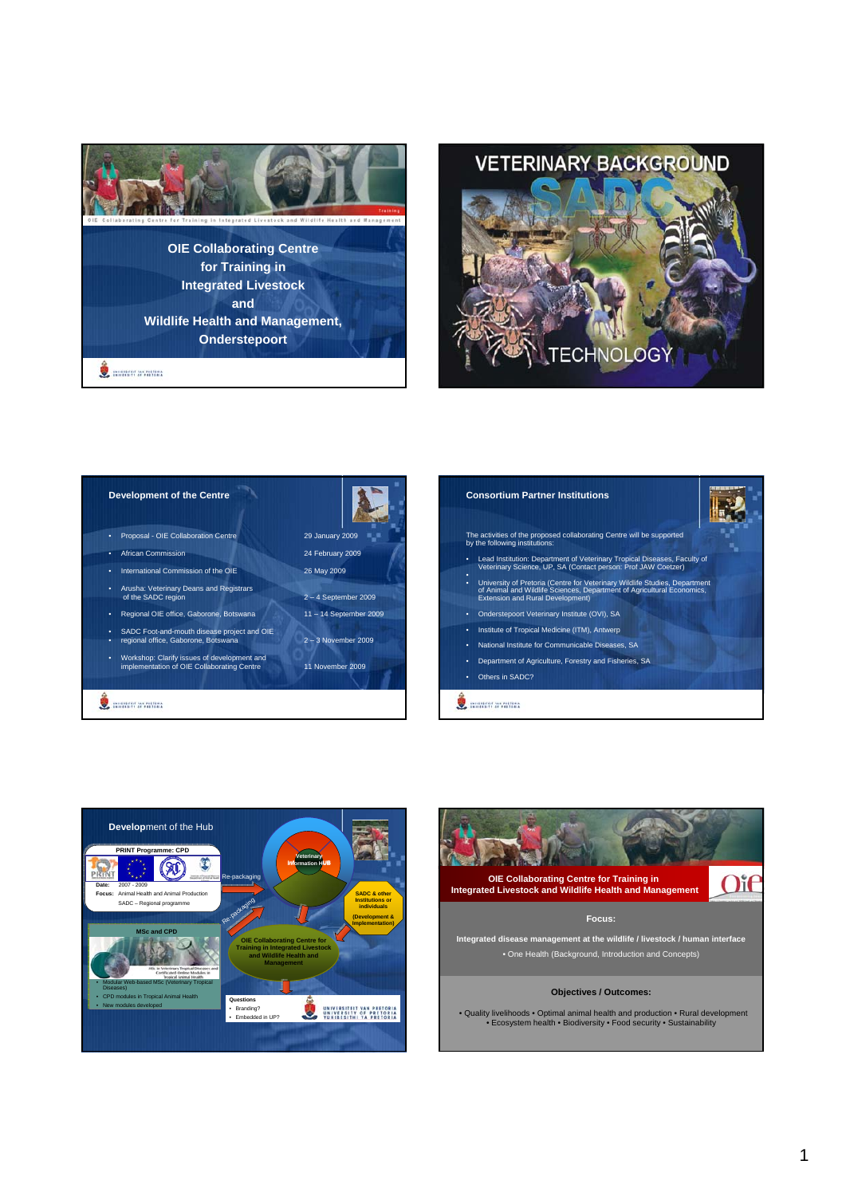# OIE Collaborating Centre for Training in Integrated Livestock and Wildlife Health and Management, Onderstepoort

# VETERINARY BACKGROUND SADC TECHNOLOGY

## Development of the Centre

| | |
|---|---|
| Proposal - OIE Collaboration Centre | 29 January 2009 |
| African Commission | 24 February 2009 |
| International Commission of the OIE | 26 May 2009 |
| Arusha: Veterinary Deans and Registrars of the SADC region | 2 – 4 September 2009 |
| Regional OIE office, Gaborone, Botswana | 11 – 14 September 2009 |
| SADC Foot-and-mouth disease project and OIE regional office, Gaborone, Botswana | 2 – 3 November 2009 |
| Workshop: Clarify issues of development and implementation of OIE Collaborating Centre | 11 November 2009 |

## Consortium Partner Institutions

The activities of the proposed collaborating Centre will be supported by the following institutions:

- Lead Institution: Department of Veterinary Tropical Diseases, Faculty of Veterinary Science, UP, SA (Contact person: Prof JAW Coetzer)
-
- University of Pretoria (Centre for Veterinary Wildlife Studies, Department of Animal and Wildlife Sciences, Department of Agricultural Economics, Extension and Rural Development)
- Onderstepoort Veterinary Institute (OVI), SA
- Institute of Tropical Medicine (ITM), Antwerp
- National Institute for Communicable Diseases, SA
- Department of Agriculture, Forestry and Fisheries, SA
- Others in SADC?

## Development of the Hub

**PRINT Programme: CPD**

**Date:** 2007 - 2009

**Focus:** Animal Health and Animal Production

SADC – Regional programme

**MSc and CPD**

- Modular Web-based MSc (Veterinary Tropical Diseases)
- CPD modules in Tropical Animal Health
- New modules developed

Re-packaging

Re-packaging

Veterinary Information HUB

SADC & other Institutions or individuals (Development & Implementation)

OIE Collaborating Centre for Training in Integrated Livestock and Wildlife Health and Management

**Questions**

- Branding?
- Embedded in UP?

## OIE Collaborating Centre for Training in Integrated Livestock and Wildlife Health and Management

**Focus:**

**Integrated disease management at the wildlife / livestock / human interface**

• One Health (Background, Introduction and Concepts)

**Objectives / Outcomes:**

• Quality livelihoods • Optimal animal health and production • Rural development • Ecosystem health • Biodiversity • Food security • Sustainability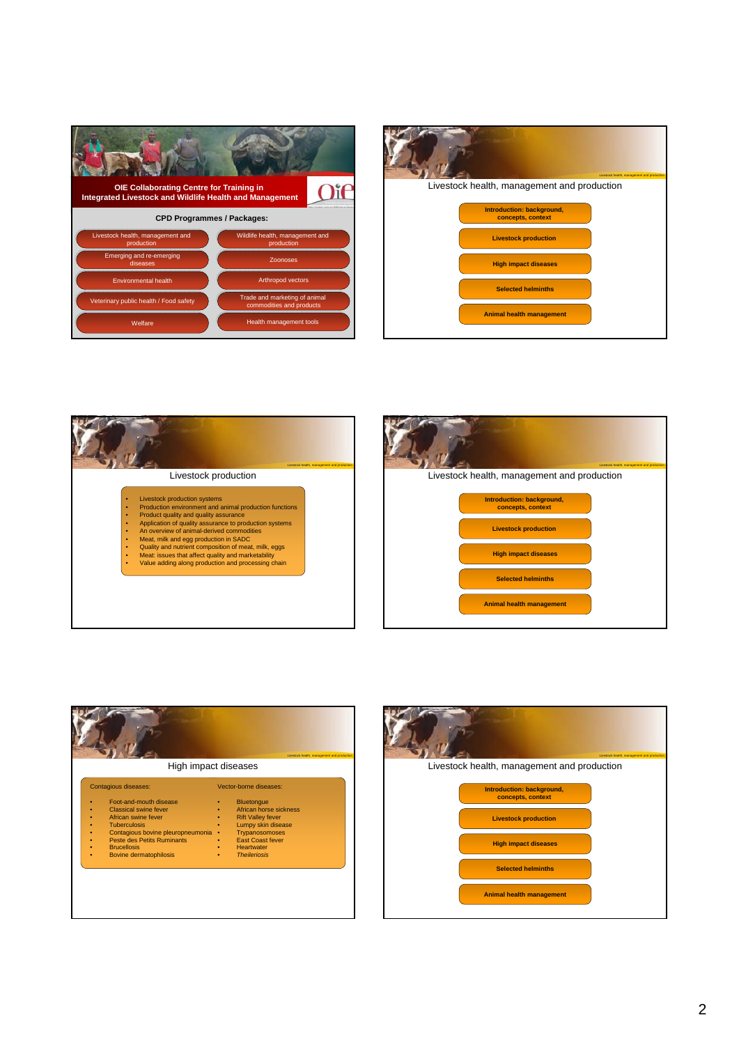## OIE Collaborating Centre for Training in Integrated Livestock and Wildlife Health and Management

### CPD Programmes / Packages:

- Livestock health, management and production
- Wildlife health, management and production
- Emerging and re-emerging diseases
- Zoonoses
- Environmental health
- Arthropod vectors
- Veterinary public health / Food safety
- Trade and marketing of animal commodities and products
- Welfare
- Health management tools

---

## Livestock health, management and production

- Introduction: background, concepts, context
- Livestock production
- High impact diseases
- Selected helminths
- Animal health management

---

## Livestock production

- Livestock production systems
- Production environment and animal production functions
- Product quality and quality assurance
- Application of quality assurance to production systems
- An overview of animal-derived commodities
- Meat, milk and egg production in SADC
- Quality and nutrient composition of meat, milk, eggs
- Meat: issues that affect quality and marketability
- Value adding along production and processing chain

---

## Livestock health, management and production

- Introduction: background, concepts, context
- Livestock production
- High impact diseases
- Selected helminths
- Animal health management

---

## High impact diseases

Contagious diseases:

- Foot-and-mouth disease
- Classical swine fever
- African swine fever
- Tuberculosis
- Contagious bovine pleuropneumonia
- Peste des Petits Ruminants
- Brucellosis
- Bovine dermatophilosis

Vector-borne diseases:

- Bluetongue
- African horse sickness
- Rift Valley fever
- Lumpy skin disease
- Trypanosomoses
- East Coast fever
- Heartwater
- *Theileriosis*

---

## Livestock health, management and production

- Introduction: background, concepts, context
- Livestock production
- High impact diseases
- Selected helminths
- Animal health management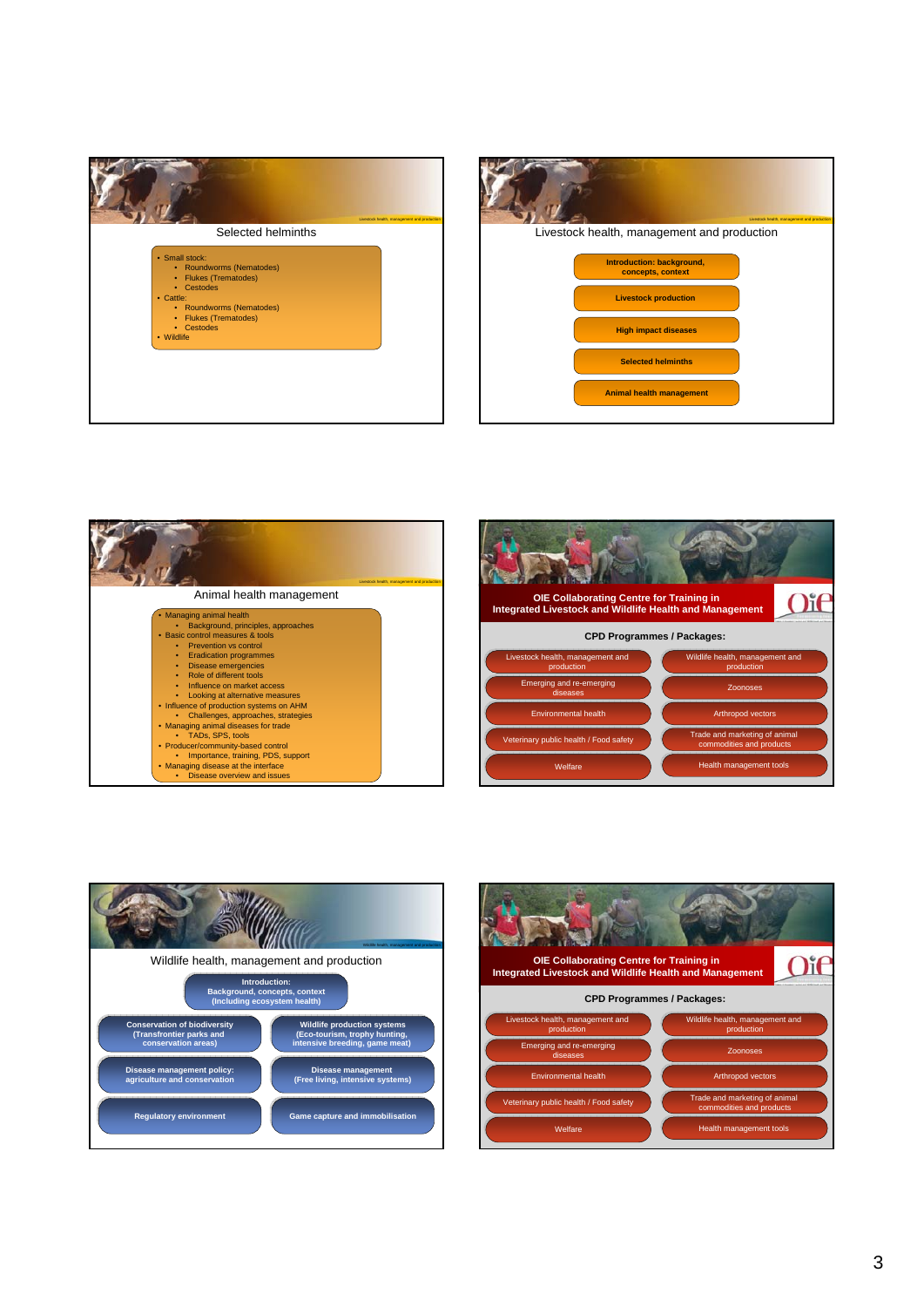## Selected helminths

- Small stock:
  - Roundworms (Nematodes)
  - Flukes (Trematodes)
  - Cestodes
- Cattle:
  - Roundworms (Nematodes)
  - Flukes (Trematodes)
  - Cestodes
- Wildlife

## Livestock health, management and production

- Introduction: background, concepts, context
- Livestock production
- High impact diseases
- Selected helminths
- Animal health management

## Animal health management

- Managing animal health
  - Background, principles, approaches
- Basic control measures & tools
  - Prevention vs control
  - Eradication programmes
  - Disease emergencies
  - Role of different tools
  - Influence on market access
  - Looking at alternative measures
- Influence of production systems on AHM
  - Challenges, approaches, strategies
- Managing animal diseases for trade
  - TADs, SPS, tools
- Producer/community-based control
  - Importance, training, PDS, support
- Managing disease at the interface
  - Disease overview and issues

## OIE Collaborating Centre for Training in Integrated Livestock and Wildlife Health and Management

### CPD Programmes / Packages:

- Livestock health, management and production
- Wildlife health, management and production
- Emerging and re-emerging diseases
- Zoonoses
- Environmental health
- Arthropod vectors
- Veterinary public health / Food safety
- Trade and marketing of animal commodities and products
- Welfare
- Health management tools

## Wildlife health, management and production

- Introduction: Background, concepts, context (Including ecosystem health)
- Conservation of biodiversity (Transfrontier parks and conservation areas)
- Wildlife production systems (Eco-tourism, trophy hunting, intensive breeding, game meat)
- Disease management policy: agriculture and conservation
- Disease management (Free living, intensive systems)
- Regulatory environment
- Game capture and immobilisation

## OIE Collaborating Centre for Training in Integrated Livestock and Wildlife Health and Management

### CPD Programmes / Packages:

- Livestock health, management and production
- Wildlife health, management and production
- Emerging and re-emerging diseases
- Zoonoses
- Environmental health
- Arthropod vectors
- Veterinary public health / Food safety
- Trade and marketing of animal commodities and products
- Welfare
- Health management tools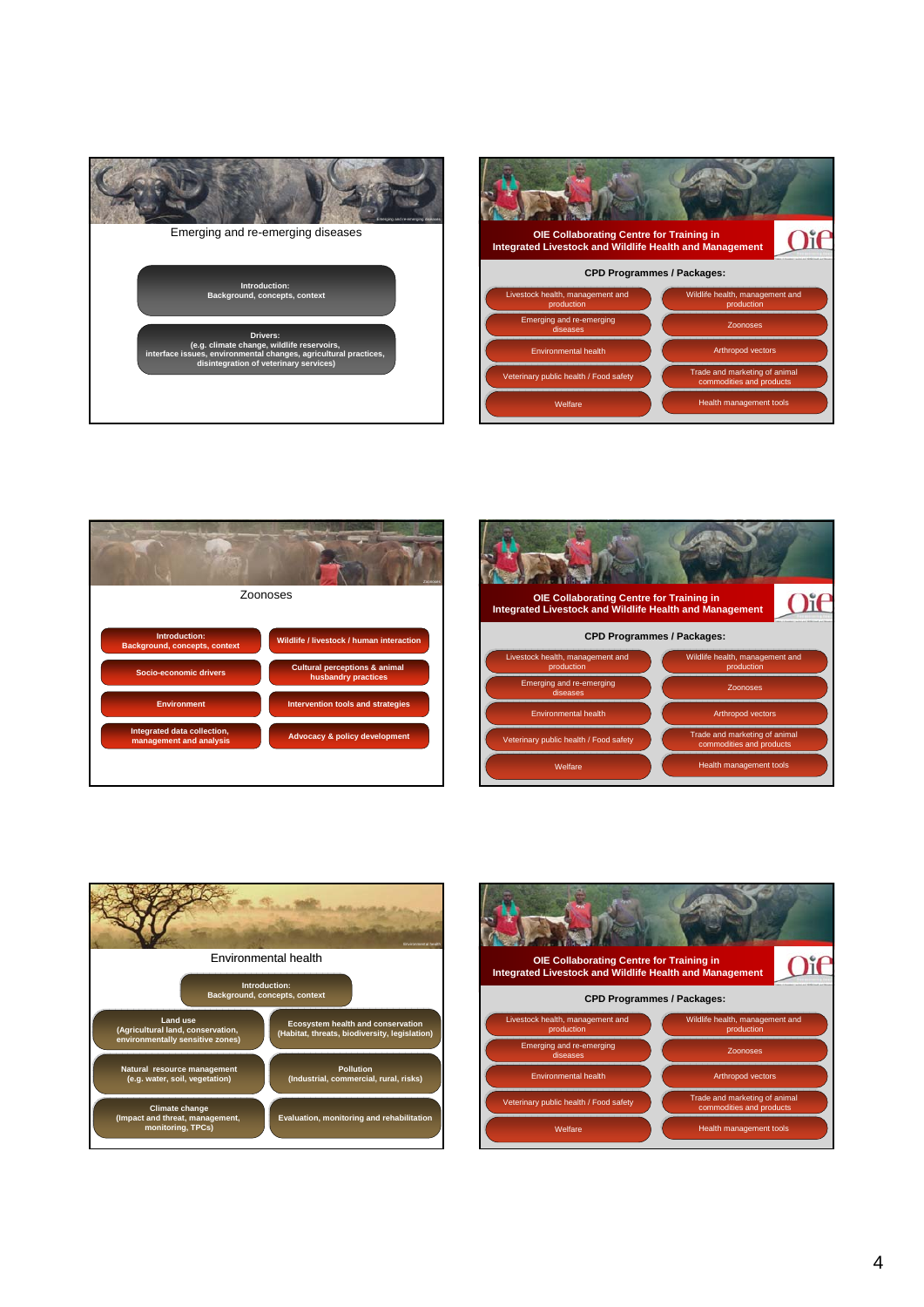## Emerging and re-emerging diseases

- **Introduction: Background, concepts, context**
- **Drivers: (e.g. climate change, wildlife reservoirs, interface issues, environmental changes, agricultural practices, disintegration of veterinary services)**

## OIE Collaborating Centre for Training in Integrated Livestock and Wildlife Health and Management

### CPD Programmes / Packages:

- Livestock health, management and production
- Wildlife health, management and production
- Emerging and re-emerging diseases
- Zoonoses
- Environmental health
- Arthropod vectors
- Veterinary public health / Food safety
- Trade and marketing of animal commodities and products
- Welfare
- Health management tools

## Zoonoses

- **Introduction: Background, concepts, context**
- **Wildlife / livestock / human interaction**
- **Socio-economic drivers**
- **Cultural perceptions & animal husbandry practices**
- **Environment**
- **Intervention tools and strategies**
- **Integrated data collection, management and analysis**
- **Advocacy & policy development**

## OIE Collaborating Centre for Training in Integrated Livestock and Wildlife Health and Management

### CPD Programmes / Packages:

- Livestock health, management and production
- Wildlife health, management and production
- Emerging and re-emerging diseases
- Zoonoses
- Environmental health
- Arthropod vectors
- Veterinary public health / Food safety
- Trade and marketing of animal commodities and products
- Welfare
- Health management tools

## Environmental health

- **Introduction: Background, concepts, context**
- **Land use (Agricultural land, conservation, environmentally sensitive zones)**
- **Ecosystem health and conservation (Habitat, threats, biodiversity, legislation)**
- **Natural resource management (e.g. water, soil, vegetation)**
- **Pollution (Industrial, commercial, rural, risks)**
- **Climate change (Impact and threat, management, monitoring, TPCs)**
- **Evaluation, monitoring and rehabilitation**

## OIE Collaborating Centre for Training in Integrated Livestock and Wildlife Health and Management

### CPD Programmes / Packages:

- Livestock health, management and production
- Wildlife health, management and production
- Emerging and re-emerging diseases
- Zoonoses
- Environmental health
- Arthropod vectors
- Veterinary public health / Food safety
- Trade and marketing of animal commodities and products
- Welfare
- Health management tools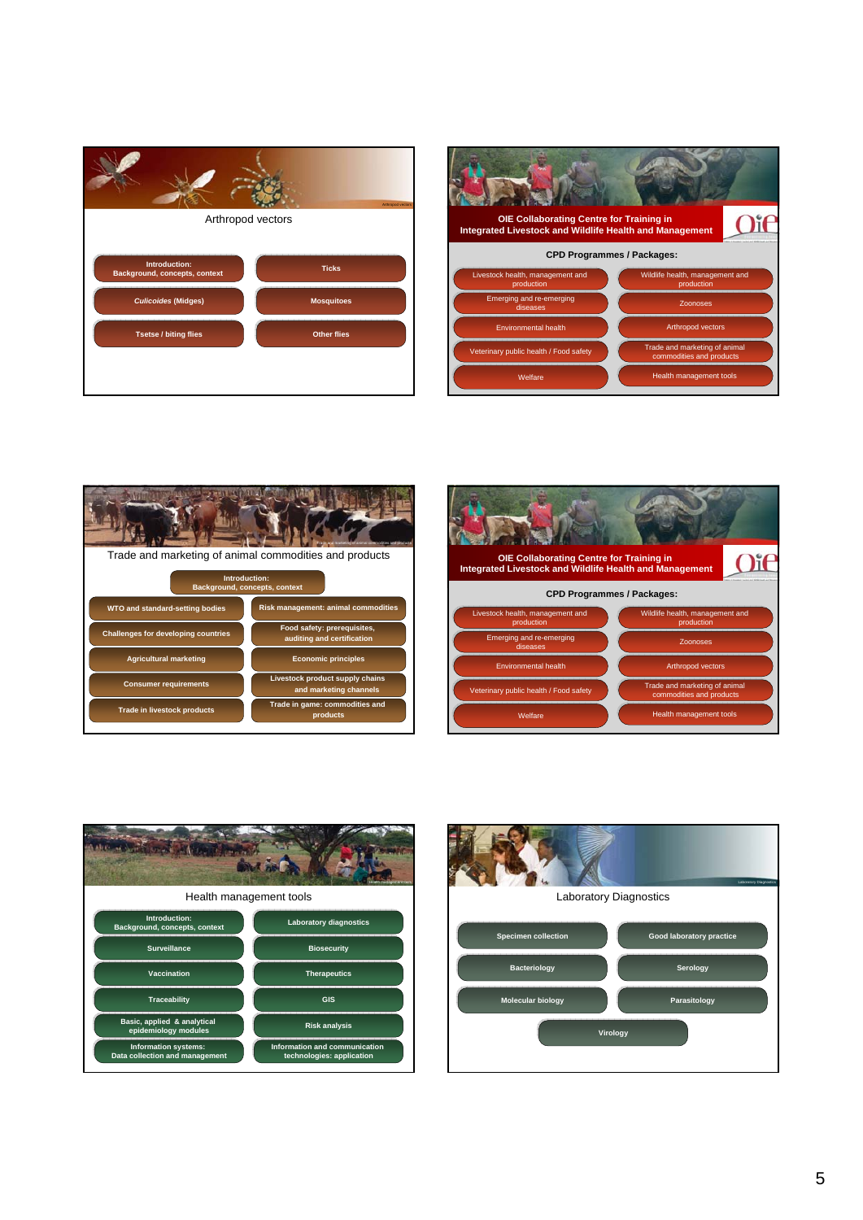## Arthropod vectors

- Introduction: Background, concepts, context
- Ticks
- *Culicoides* (Midges)
- Mosquitoes
- Tsetse / biting flies
- Other flies

## OIE Collaborating Centre for Training in Integrated Livestock and Wildlife Health and Management

### CPD Programmes / Packages:

- Livestock health, management and production
- Wildlife health, management and production
- Emerging and re-emerging diseases
- Zoonoses
- Environmental health
- Arthropod vectors
- Veterinary public health / Food safety
- Trade and marketing of animal commodities and products
- Welfare
- Health management tools

## Trade and marketing of animal commodities and products

- Introduction: Background, concepts, context
- WTO and standard-setting bodies
- Risk management: animal commodities
- Challenges for developing countries
- Food safety: prerequisites, auditing and certification
- Agricultural marketing
- Economic principles
- Consumer requirements
- Livestock product supply chains and marketing channels
- Trade in livestock products
- Trade in game: commodities and products

## OIE Collaborating Centre for Training in Integrated Livestock and Wildlife Health and Management

### CPD Programmes / Packages:

- Livestock health, management and production
- Wildlife health, management and production
- Emerging and re-emerging diseases
- Zoonoses
- Environmental health
- Arthropod vectors
- Veterinary public health / Food safety
- Trade and marketing of animal commodities and products
- Welfare
- Health management tools

## Health management tools

- Introduction: Background, concepts, context
- Laboratory diagnostics
- Surveillance
- Biosecurity
- Vaccination
- Therapeutics
- Traceability
- GIS
- Basic, applied & analytical epidemiology modules
- Risk analysis
- Information systems: Data collection and management
- Information and communication technologies: application

## Laboratory Diagnostics

- Specimen collection
- Good laboratory practice
- Bacteriology
- Serology
- Molecular biology
- Parasitology
- Virology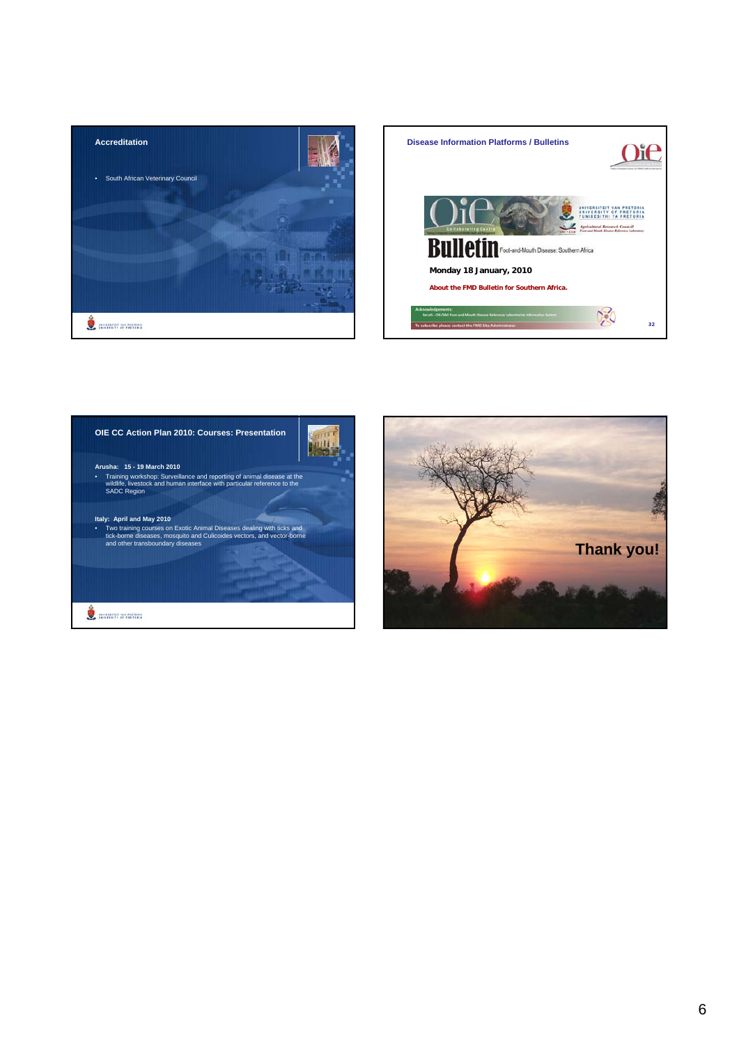## Accreditation

- South African Veterinary Council

## Disease Information Platforms / Bulletins

Bulletin Foot-and-Mouth Disease: Southern Africa

Monday 18 January, 2010

About the FMD Bulletin for Southern Africa.

## OIE CC Action Plan 2010: Courses: Presentation

**Arusha: 15 - 19 March 2010**

- Training workshop: Surveillance and reporting of animal disease at the wildlife, livestock and human interface with particular reference to the SADC Region

**Italy: April and May 2010**

- Two training courses on Exotic Animal Diseases dealing with ticks and tick-borne diseases, mosquito and Culicoides vectors, and vector-borne and other transboundary diseases

Thank you!